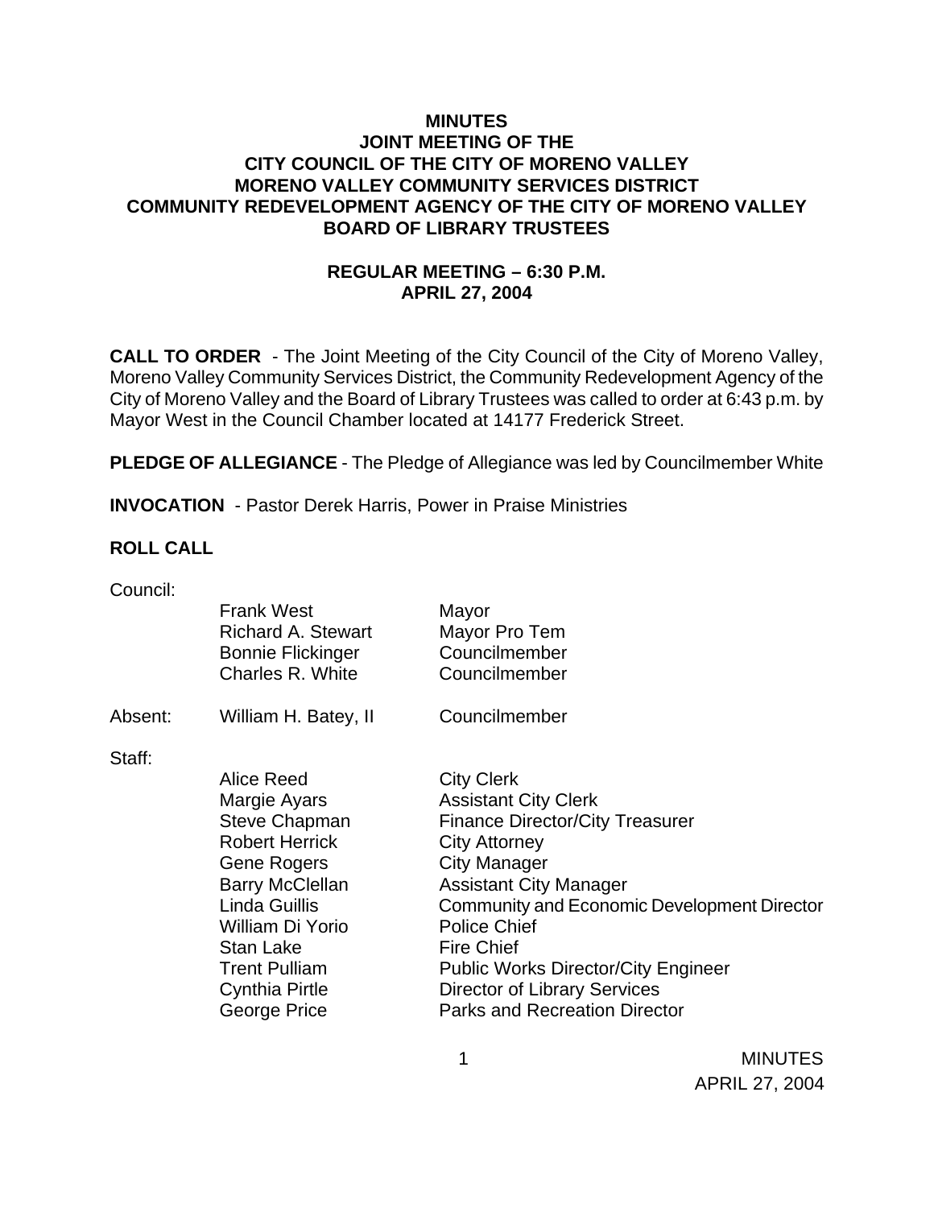# MINUTES
## JOINT MEETING OF THE
## CITY COUNCIL OF THE CITY OF MORENO VALLEY
## MORENO VALLEY COMMUNITY SERVICES DISTRICT
## COMMUNITY REDEVELOPMENT AGENCY OF THE CITY OF MORENO VALLEY
## BOARD OF LIBRARY TRUSTEES

### REGULAR MEETING – 6:30 P.M.
### APRIL 27, 2004

**CALL TO ORDER** - The Joint Meeting of the City Council of the City of Moreno Valley, Moreno Valley Community Services District, the Community Redevelopment Agency of the City of Moreno Valley and the Board of Library Trustees was called to order at 6:43 p.m. by Mayor West in the Council Chamber located at 14177 Frederick Street.

**PLEDGE OF ALLEGIANCE** - The Pledge of Allegiance was led by Councilmember White

**INVOCATION** - Pastor Derek Harris, Power in Praise Ministries

**ROLL CALL**

Council:

| | | |
|---|---|---|
| | Frank West | Mayor |
| | Richard A. Stewart | Mayor Pro Tem |
| | Bonnie Flickinger | Councilmember |
| | Charles R. White | Councilmember |
| Absent: | William H. Batey, II | Councilmember |

Staff:

| | |
|---|---|
| Alice Reed | City Clerk |
| Margie Ayars | Assistant City Clerk |
| Steve Chapman | Finance Director/City Treasurer |
| Robert Herrick | City Attorney |
| Gene Rogers | City Manager |
| Barry McClellan | Assistant City Manager |
| Linda Guillis | Community and Economic Development Director |
| William Di Yorio | Police Chief |
| Stan Lake | Fire Chief |
| Trent Pulliam | Public Works Director/City Engineer |
| Cynthia Pirtle | Director of Library Services |
| George Price | Parks and Recreation Director |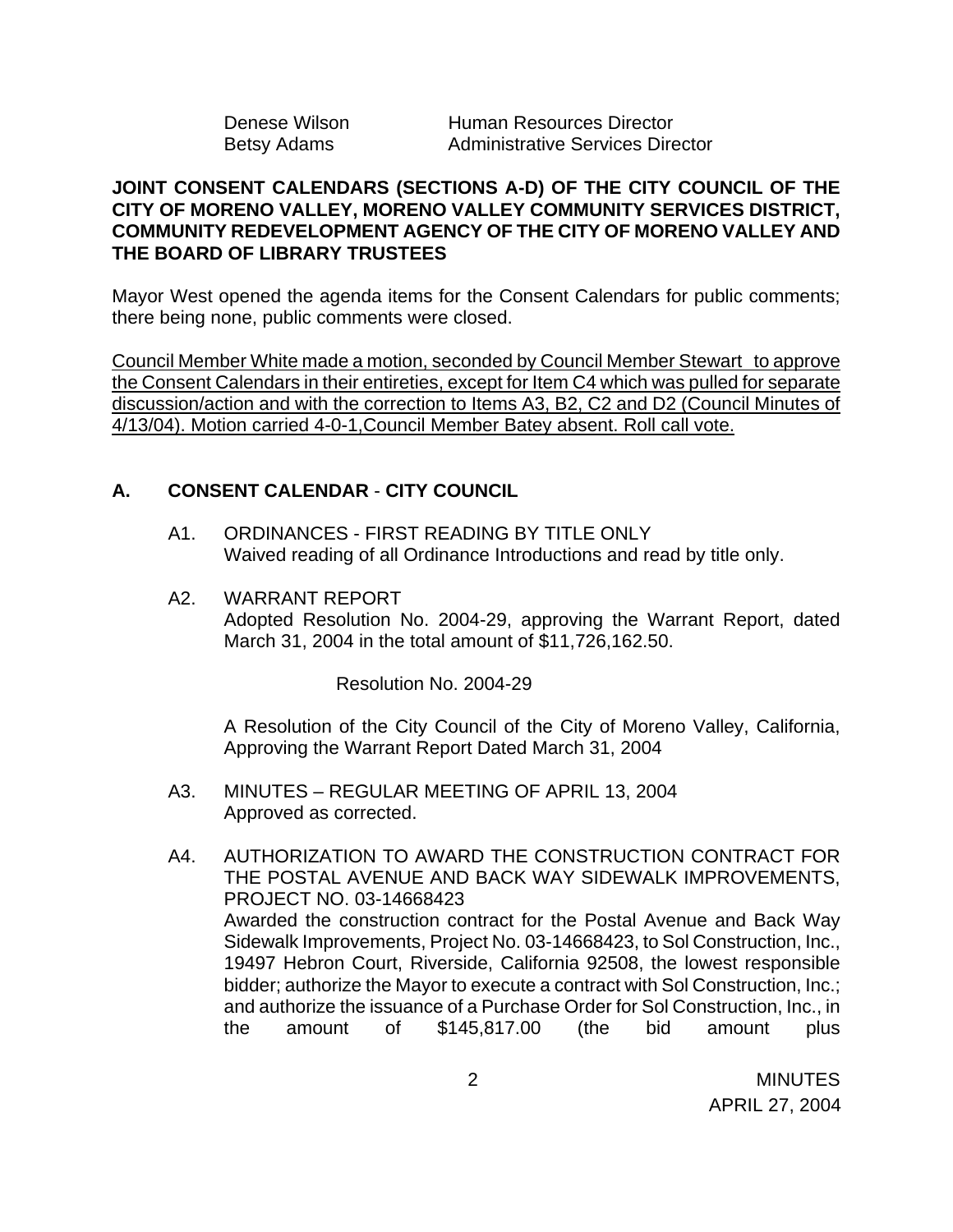| | |
|---|---|
| Denese Wilson | Human Resources Director |
| Betsy Adams | Administrative Services Director |

**JOINT CONSENT CALENDARS (SECTIONS A-D) OF THE CITY COUNCIL OF THE CITY OF MORENO VALLEY, MORENO VALLEY COMMUNITY SERVICES DISTRICT, COMMUNITY REDEVELOPMENT AGENCY OF THE CITY OF MORENO VALLEY AND THE BOARD OF LIBRARY TRUSTEES**

Mayor West opened the agenda items for the Consent Calendars for public comments; there being none, public comments were closed.

Council Member White made a motion, seconded by Council Member Stewart to approve the Consent Calendars in their entireties, except for Item C4 which was pulled for separate discussion/action and with the correction to Items A3, B2, C2 and D2 (Council Minutes of 4/13/04). Motion carried 4-0-1,Council Member Batey absent. Roll call vote.

## A. CONSENT CALENDAR - CITY COUNCIL

A1. ORDINANCES - FIRST READING BY TITLE ONLY
Waived reading of all Ordinance Introductions and read by title only.

A2. WARRANT REPORT
Adopted Resolution No. 2004-29, approving the Warrant Report, dated March 31, 2004 in the total amount of $11,726,162.50.

Resolution No. 2004-29

A Resolution of the City Council of the City of Moreno Valley, California, Approving the Warrant Report Dated March 31, 2004

A3. MINUTES – REGULAR MEETING OF APRIL 13, 2004
Approved as corrected.

A4. AUTHORIZATION TO AWARD THE CONSTRUCTION CONTRACT FOR THE POSTAL AVENUE AND BACK WAY SIDEWALK IMPROVEMENTS, PROJECT NO. 03-14668423
Awarded the construction contract for the Postal Avenue and Back Way Sidewalk Improvements, Project No. 03-14668423, to Sol Construction, Inc., 19497 Hebron Court, Riverside, California 92508, the lowest responsible bidder; authorize the Mayor to execute a contract with Sol Construction, Inc.; and authorize the issuance of a Purchase Order for Sol Construction, Inc., in the amount of $145,817.00 (the bid amount plus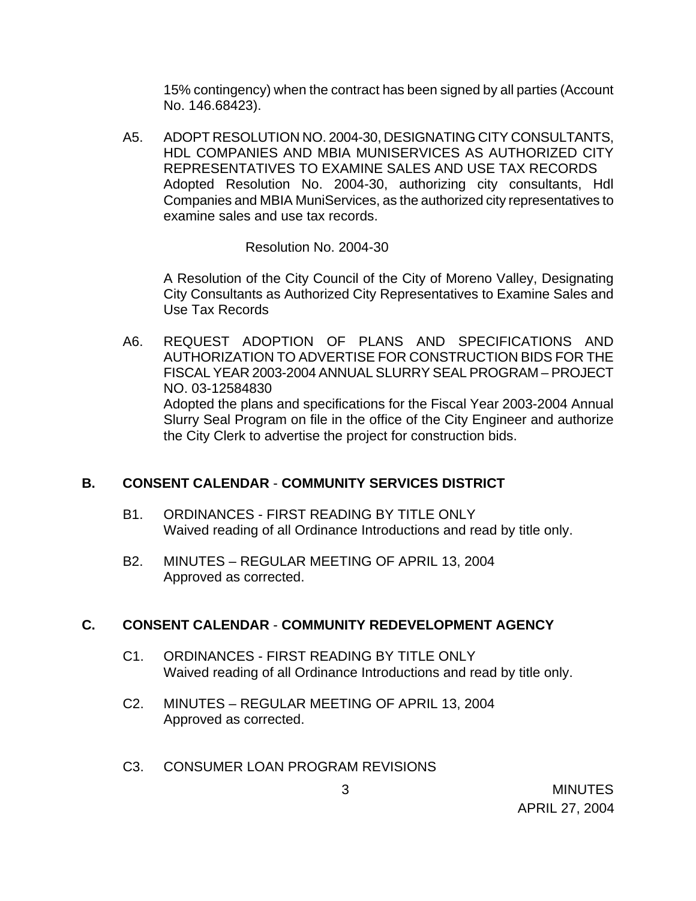15% contingency) when the contract has been signed by all parties (Account No. 146.68423).

A5. ADOPT RESOLUTION NO. 2004-30, DESIGNATING CITY CONSULTANTS, HDL COMPANIES AND MBIA MUNISERVICES AS AUTHORIZED CITY REPRESENTATIVES TO EXAMINE SALES AND USE TAX RECORDS
Adopted Resolution No. 2004-30, authorizing city consultants, Hdl Companies and MBIA MuniServices, as the authorized city representatives to examine sales and use tax records.

Resolution No. 2004-30

A Resolution of the City Council of the City of Moreno Valley, Designating City Consultants as Authorized City Representatives to Examine Sales and Use Tax Records

A6. REQUEST ADOPTION OF PLANS AND SPECIFICATIONS AND AUTHORIZATION TO ADVERTISE FOR CONSTRUCTION BIDS FOR THE FISCAL YEAR 2003-2004 ANNUAL SLURRY SEAL PROGRAM – PROJECT NO. 03-12584830
Adopted the plans and specifications for the Fiscal Year 2003-2004 Annual Slurry Seal Program on file in the office of the City Engineer and authorize the City Clerk to advertise the project for construction bids.

## B. CONSENT CALENDAR - COMMUNITY SERVICES DISTRICT

B1. ORDINANCES - FIRST READING BY TITLE ONLY
Waived reading of all Ordinance Introductions and read by title only.

B2. MINUTES – REGULAR MEETING OF APRIL 13, 2004
Approved as corrected.

## C. CONSENT CALENDAR - COMMUNITY REDEVELOPMENT AGENCY

C1. ORDINANCES - FIRST READING BY TITLE ONLY
Waived reading of all Ordinance Introductions and read by title only.

C2. MINUTES – REGULAR MEETING OF APRIL 13, 2004
Approved as corrected.

C3. CONSUMER LOAN PROGRAM REVISIONS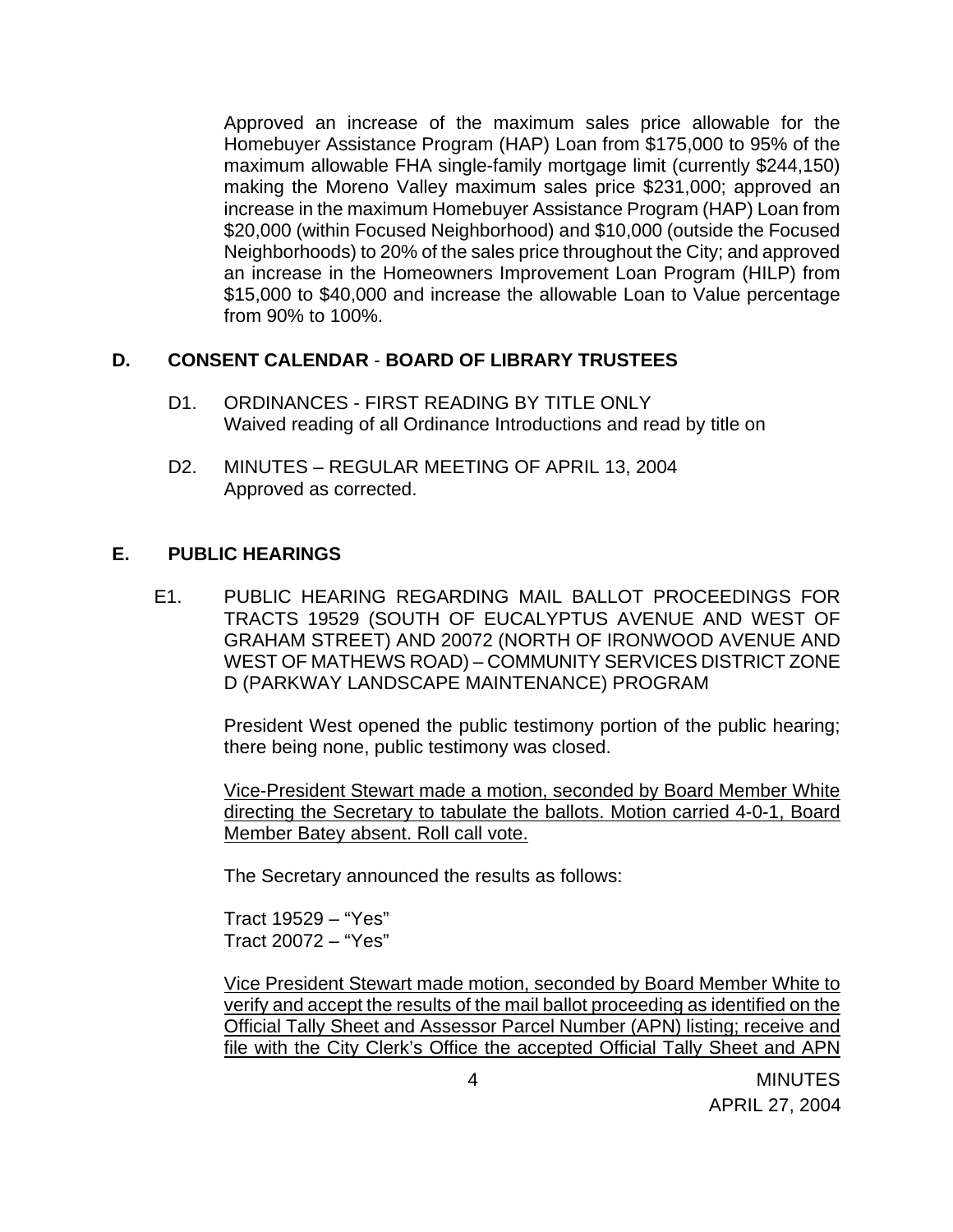Approved an increase of the maximum sales price allowable for the Homebuyer Assistance Program (HAP) Loan from $175,000 to 95% of the maximum allowable FHA single-family mortgage limit (currently $244,150) making the Moreno Valley maximum sales price $231,000; approved an increase in the maximum Homebuyer Assistance Program (HAP) Loan from $20,000 (within Focused Neighborhood) and $10,000 (outside the Focused Neighborhoods) to 20% of the sales price throughout the City; and approved an increase in the Homeowners Improvement Loan Program (HILP) from $15,000 to $40,000 and increase the allowable Loan to Value percentage from 90% to 100%.

## D. CONSENT CALENDAR - BOARD OF LIBRARY TRUSTEES

D1. ORDINANCES - FIRST READING BY TITLE ONLY
Waived reading of all Ordinance Introductions and read by title on

D2. MINUTES – REGULAR MEETING OF APRIL 13, 2004
Approved as corrected.

## E. PUBLIC HEARINGS

E1. PUBLIC HEARING REGARDING MAIL BALLOT PROCEEDINGS FOR TRACTS 19529 (SOUTH OF EUCALYPTUS AVENUE AND WEST OF GRAHAM STREET) AND 20072 (NORTH OF IRONWOOD AVENUE AND WEST OF MATHEWS ROAD) – COMMUNITY SERVICES DISTRICT ZONE D (PARKWAY LANDSCAPE MAINTENANCE) PROGRAM

President West opened the public testimony portion of the public hearing; there being none, public testimony was closed.

<u>Vice-President Stewart made a motion, seconded by Board Member White directing the Secretary to tabulate the ballots. Motion carried 4-0-1, Board Member Batey absent. Roll call vote.</u>

The Secretary announced the results as follows:

Tract 19529 – "Yes"
Tract 20072 – "Yes"

<u>Vice President Stewart made motion, seconded by Board Member White to verify and accept the results of the mail ballot proceeding as identified on the Official Tally Sheet and Assessor Parcel Number (APN) listing; receive and file with the City Clerk's Office the accepted Official Tally Sheet and APN</u>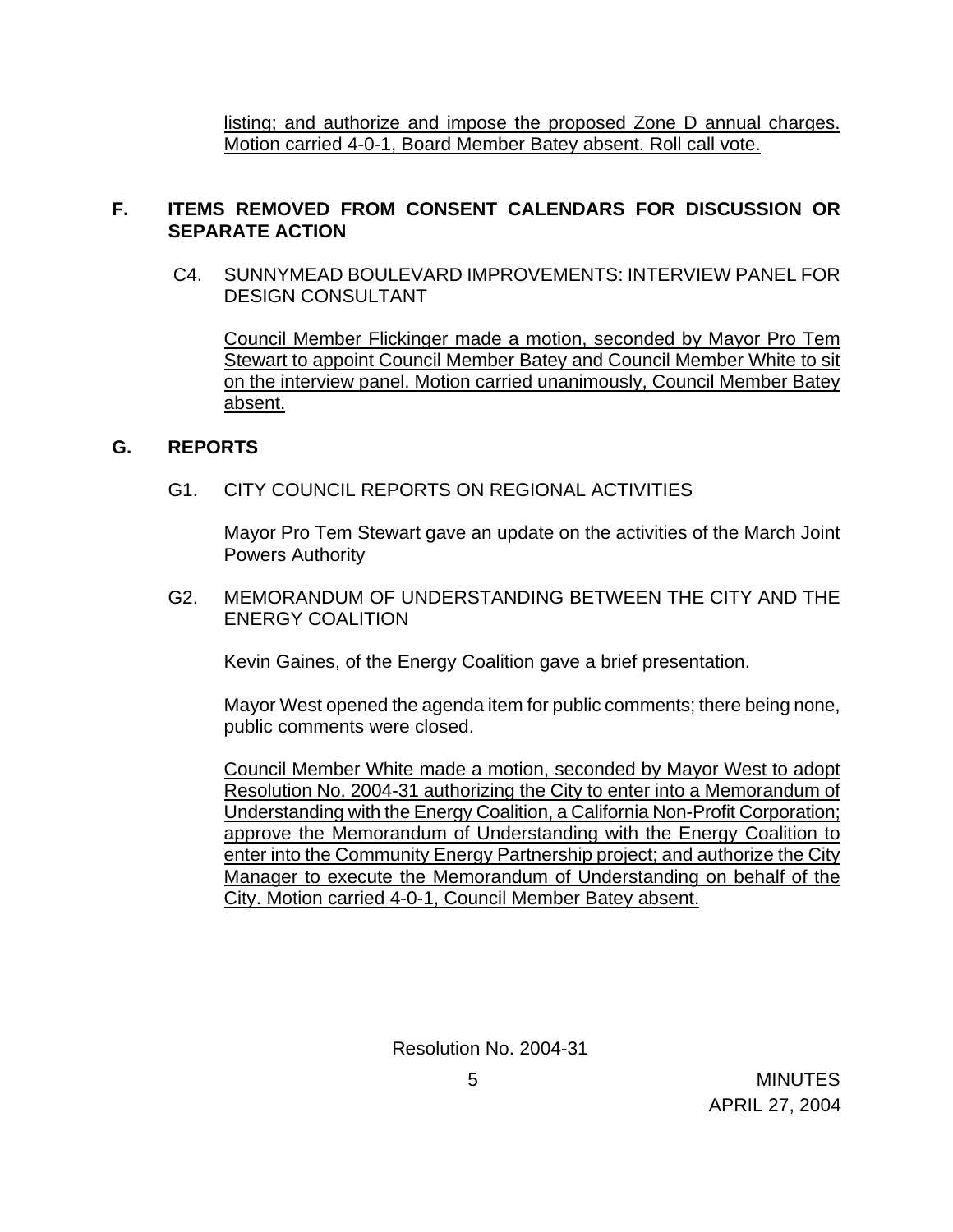listing; and authorize and impose the proposed Zone D annual charges. Motion carried 4-0-1, Board Member Batey absent. Roll call vote.

## F. ITEMS REMOVED FROM CONSENT CALENDARS FOR DISCUSSION OR SEPARATE ACTION

C4. SUNNYMEAD BOULEVARD IMPROVEMENTS: INTERVIEW PANEL FOR DESIGN CONSULTANT

Council Member Flickinger made a motion, seconded by Mayor Pro Tem Stewart to appoint Council Member Batey and Council Member White to sit on the interview panel. Motion carried unanimously, Council Member Batey absent.

## G. REPORTS

G1. CITY COUNCIL REPORTS ON REGIONAL ACTIVITIES

Mayor Pro Tem Stewart gave an update on the activities of the March Joint Powers Authority

G2. MEMORANDUM OF UNDERSTANDING BETWEEN THE CITY AND THE ENERGY COALITION

Kevin Gaines, of the Energy Coalition gave a brief presentation.

Mayor West opened the agenda item for public comments; there being none, public comments were closed.

Council Member White made a motion, seconded by Mayor West to adopt Resolution No. 2004-31 authorizing the City to enter into a Memorandum of Understanding with the Energy Coalition, a California Non-Profit Corporation; approve the Memorandum of Understanding with the Energy Coalition to enter into the Community Energy Partnership project; and authorize the City Manager to execute the Memorandum of Understanding on behalf of the City. Motion carried 4-0-1, Council Member Batey absent.

Resolution No. 2004-31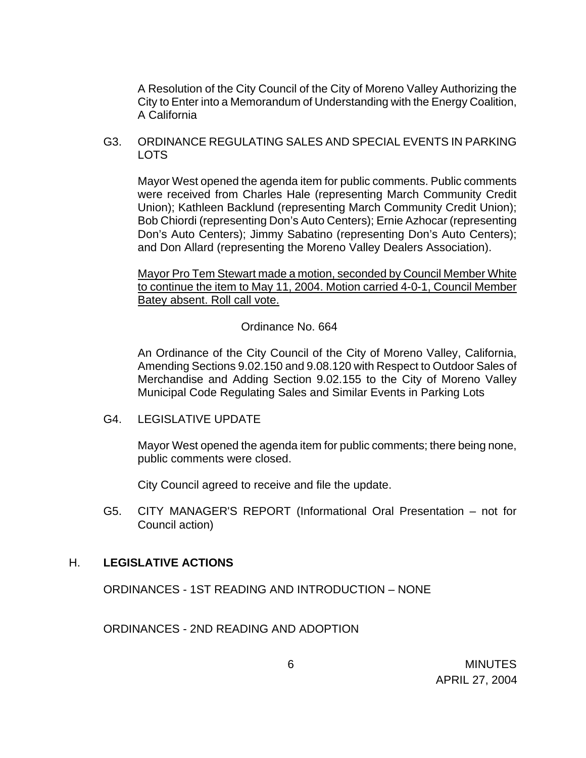A Resolution of the City Council of the City of Moreno Valley Authorizing the City to Enter into a Memorandum of Understanding with the Energy Coalition, A California

G3. ORDINANCE REGULATING SALES AND SPECIAL EVENTS IN PARKING LOTS

Mayor West opened the agenda item for public comments. Public comments were received from Charles Hale (representing March Community Credit Union); Kathleen Backlund (representing March Community Credit Union); Bob Chiordi (representing Don's Auto Centers); Ernie Azhocar (representing Don's Auto Centers); Jimmy Sabatino (representing Don's Auto Centers); and Don Allard (representing the Moreno Valley Dealers Association).

<u>Mayor Pro Tem Stewart made a motion, seconded by Council Member White to continue the item to May 11, 2004. Motion carried 4-0-1, Council Member Batey absent. Roll call vote.</u>

Ordinance No. 664

An Ordinance of the City Council of the City of Moreno Valley, California, Amending Sections 9.02.150 and 9.08.120 with Respect to Outdoor Sales of Merchandise and Adding Section 9.02.155 to the City of Moreno Valley Municipal Code Regulating Sales and Similar Events in Parking Lots

G4. LEGISLATIVE UPDATE

Mayor West opened the agenda item for public comments; there being none, public comments were closed.

City Council agreed to receive and file the update.

G5. CITY MANAGER'S REPORT (Informational Oral Presentation – not for Council action)

## H. **LEGISLATIVE ACTIONS**

ORDINANCES - 1ST READING AND INTRODUCTION – NONE

ORDINANCES - 2ND READING AND ADOPTION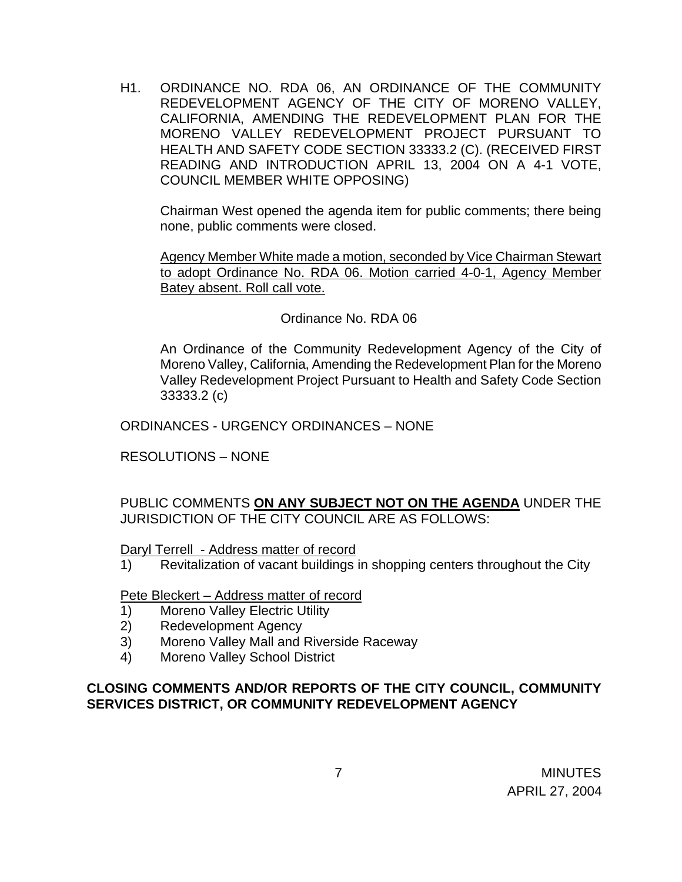H1. ORDINANCE NO. RDA 06, AN ORDINANCE OF THE COMMUNITY REDEVELOPMENT AGENCY OF THE CITY OF MORENO VALLEY, CALIFORNIA, AMENDING THE REDEVELOPMENT PLAN FOR THE MORENO VALLEY REDEVELOPMENT PROJECT PURSUANT TO HEALTH AND SAFETY CODE SECTION 33333.2 (C). (RECEIVED FIRST READING AND INTRODUCTION APRIL 13, 2004 ON A 4-1 VOTE, COUNCIL MEMBER WHITE OPPOSING)

Chairman West opened the agenda item for public comments; there being none, public comments were closed.

<u>Agency Member White made a motion, seconded by Vice Chairman Stewart to adopt Ordinance No. RDA 06. Motion carried 4-0-1, Agency Member Batey absent. Roll call vote.</u>

Ordinance No. RDA 06

An Ordinance of the Community Redevelopment Agency of the City of Moreno Valley, California, Amending the Redevelopment Plan for the Moreno Valley Redevelopment Project Pursuant to Health and Safety Code Section 33333.2 (c)

ORDINANCES - URGENCY ORDINANCES – NONE

RESOLUTIONS – NONE

PUBLIC COMMENTS **<u>ON ANY SUBJECT NOT ON THE AGENDA</u>** UNDER THE JURISDICTION OF THE CITY COUNCIL ARE AS FOLLOWS:

<u>Daryl Terrell - Address matter of record</u>

1) Revitalization of vacant buildings in shopping centers throughout the City

<u>Pete Bleckert – Address matter of record</u>

1) Moreno Valley Electric Utility
2) Redevelopment Agency
3) Moreno Valley Mall and Riverside Raceway
4) Moreno Valley School District

**CLOSING COMMENTS AND/OR REPORTS OF THE CITY COUNCIL, COMMUNITY SERVICES DISTRICT, OR COMMUNITY REDEVELOPMENT AGENCY**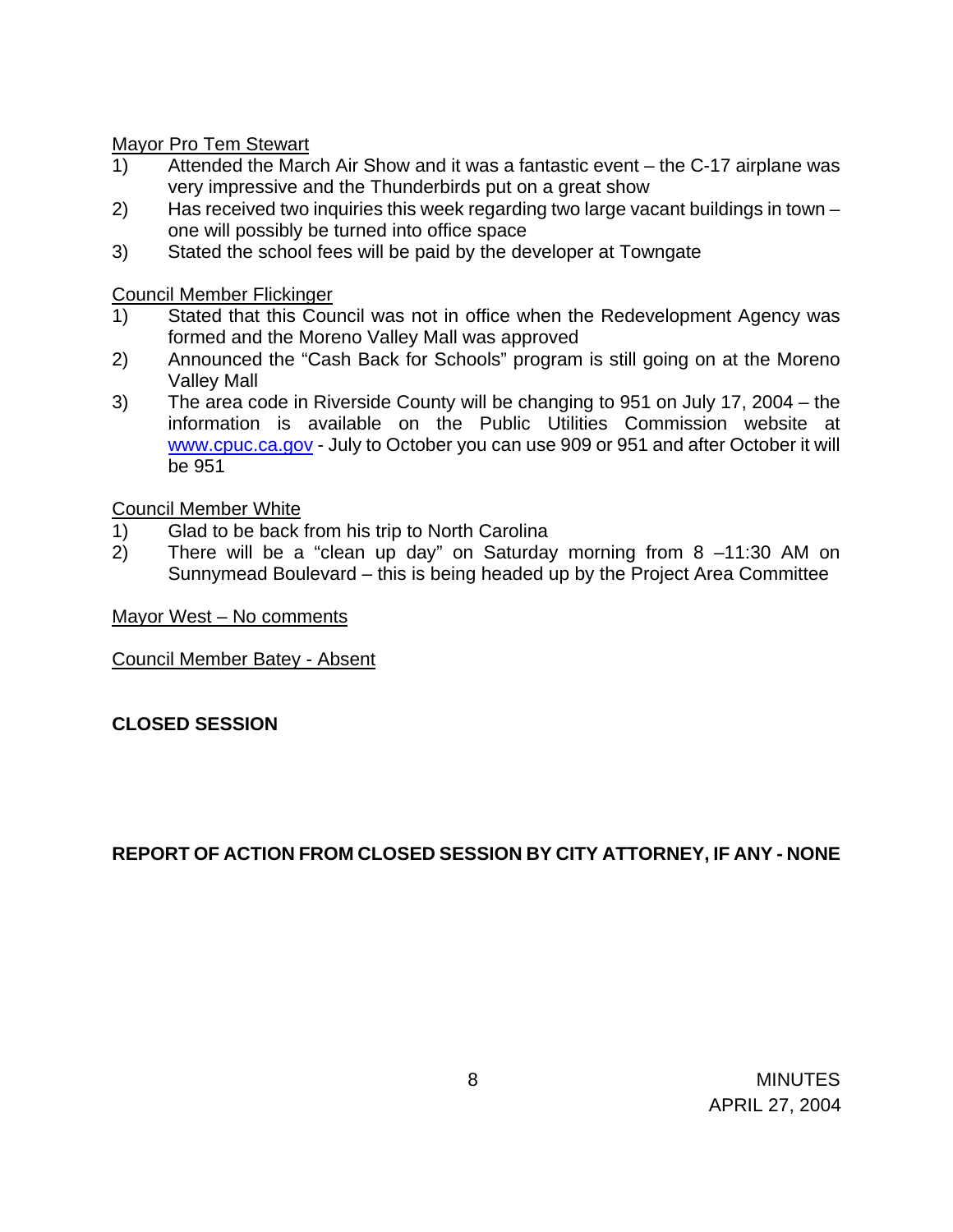Mayor Pro Tem Stewart

1) Attended the March Air Show and it was a fantastic event – the C-17 airplane was very impressive and the Thunderbirds put on a great show
2) Has received two inquiries this week regarding two large vacant buildings in town – one will possibly be turned into office space
3) Stated the school fees will be paid by the developer at Towngate

Council Member Flickinger

1) Stated that this Council was not in office when the Redevelopment Agency was formed and the Moreno Valley Mall was approved
2) Announced the "Cash Back for Schools" program is still going on at the Moreno Valley Mall
3) The area code in Riverside County will be changing to 951 on July 17, 2004 – the information is available on the Public Utilities Commission website at www.cpuc.ca.gov - July to October you can use 909 or 951 and after October it will be 951

Council Member White

1) Glad to be back from his trip to North Carolina
2) There will be a "clean up day" on Saturday morning from 8 –11:30 AM on Sunnymead Boulevard – this is being headed up by the Project Area Committee

Mayor West – No comments

Council Member Batey - Absent

**CLOSED SESSION**

**REPORT OF ACTION FROM CLOSED SESSION BY CITY ATTORNEY, IF ANY - NONE**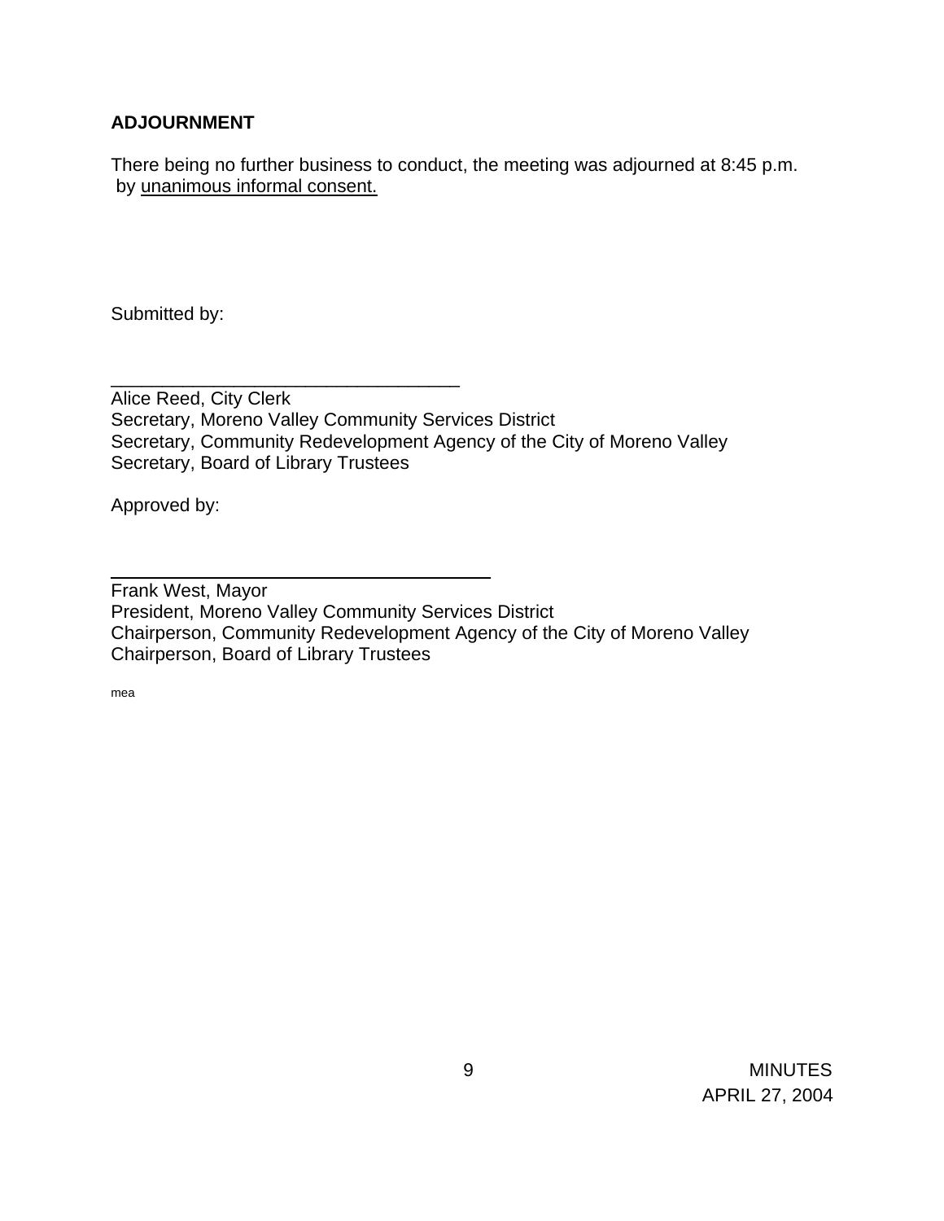## ADJOURNMENT

There being no further business to conduct, the meeting was adjourned at 8:45 p.m. by unanimous informal consent.

Submitted by:

___________________________________

Alice Reed, City Clerk
Secretary, Moreno Valley Community Services District
Secretary, Community Redevelopment Agency of the City of Moreno Valley
Secretary, Board of Library Trustees

Approved by:

___________________________________

Frank West, Mayor
President, Moreno Valley Community Services District
Chairperson, Community Redevelopment Agency of the City of Moreno Valley
Chairperson, Board of Library Trustees

mea